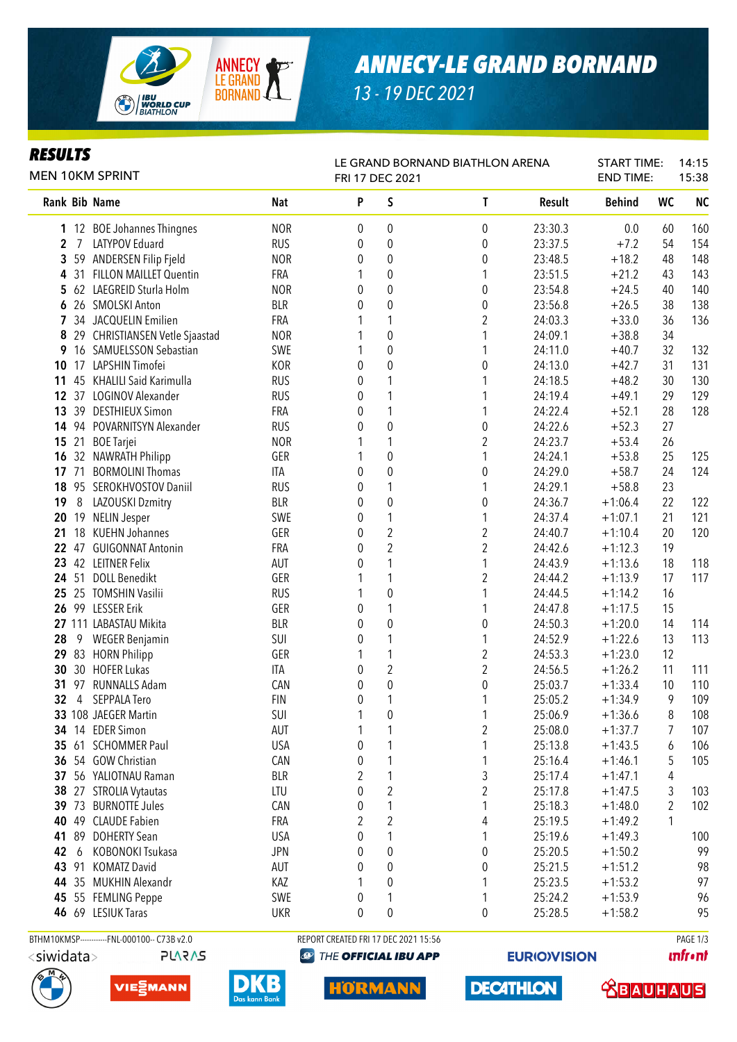# ANNECY-LE GRAND BORNAND

13 - 19 DEC 2021

## RESULTS

MEN 10KM SPRINT

LE GRAND BORNAND BIATHLON ARENA
FRI 17 DEC 2021

START TIME: 14:15
END TIME: 15:38

| Rank | Bib | Name | Nat | P | S | T | Result | Behind | WC | NC |
|---|---|---|---|---|---|---|---|---|---|---|
| 1 | 12 | BOE Johannes Thingnes | NOR | 0 | 0 | 0 | 23:30.3 | 0.0 | 60 | 160 |
| 2 | 7 | LATYPOV Eduard | RUS | 0 | 0 | 0 | 23:37.5 | +7.2 | 54 | 154 |
| 3 | 59 | ANDERSEN Filip Fjeld | NOR | 0 | 0 | 0 | 23:48.5 | +18.2 | 48 | 148 |
| 4 | 31 | FILLON MAILLET Quentin | FRA | 1 | 0 | 1 | 23:51.5 | +21.2 | 43 | 143 |
| 5 | 62 | LAEGREID Sturla Holm | NOR | 0 | 0 | 0 | 23:54.8 | +24.5 | 40 | 140 |
| 6 | 26 | SMOLSKI Anton | BLR | 0 | 0 | 0 | 23:56.8 | +26.5 | 38 | 138 |
| 7 | 34 | JACQUELIN Emilien | FRA | 1 | 1 | 2 | 24:03.3 | +33.0 | 36 | 136 |
| 8 | 29 | CHRISTIANSEN Vetle Sjaastad | NOR | 1 | 0 | 1 | 24:09.1 | +38.8 | 34 | |
| 9 | 16 | SAMUELSSON Sebastian | SWE | 1 | 0 | 1 | 24:11.0 | +40.7 | 32 | 132 |
| 10 | 17 | LAPSHIN Timofei | KOR | 0 | 0 | 0 | 24:13.0 | +42.7 | 31 | 131 |
| 11 | 45 | KHALILI Said Karimulla | RUS | 0 | 1 | 1 | 24:18.5 | +48.2 | 30 | 130 |
| 12 | 37 | LOGINOV Alexander | RUS | 0 | 1 | 1 | 24:19.4 | +49.1 | 29 | 129 |
| 13 | 39 | DESTHIEUX Simon | FRA | 0 | 1 | 1 | 24:22.4 | +52.1 | 28 | 128 |
| 14 | 94 | POVARNITSYN Alexander | RUS | 0 | 0 | 0 | 24:22.6 | +52.3 | 27 | |
| 15 | 21 | BOE Tarjei | NOR | 1 | 1 | 2 | 24:23.7 | +53.4 | 26 | |
| 16 | 32 | NAWRATH Philipp | GER | 1 | 0 | 1 | 24:24.1 | +53.8 | 25 | 125 |
| 17 | 71 | BORMOLINI Thomas | ITA | 0 | 0 | 0 | 24:29.0 | +58.7 | 24 | 124 |
| 18 | 95 | SEROKHVOSTOV Daniil | RUS | 0 | 1 | 1 | 24:29.1 | +58.8 | 23 | |
| 19 | 8 | LAZOUSKI Dzmitry | BLR | 0 | 0 | 0 | 24:36.7 | +1:06.4 | 22 | 122 |
| 20 | 19 | NELIN Jesper | SWE | 0 | 1 | 1 | 24:37.4 | +1:07.1 | 21 | 121 |
| 21 | 18 | KUEHN Johannes | GER | 0 | 2 | 2 | 24:40.7 | +1:10.4 | 20 | 120 |
| 22 | 47 | GUIGONNAT Antonin | FRA | 0 | 2 | 2 | 24:42.6 | +1:12.3 | 19 | |
| 23 | 42 | LEITNER Felix | AUT | 0 | 1 | 1 | 24:43.9 | +1:13.6 | 18 | 118 |
| 24 | 51 | DOLL Benedikt | GER | 1 | 1 | 2 | 24:44.2 | +1:13.9 | 17 | 117 |
| 25 | 25 | TOMSHIN Vasilii | RUS | 1 | 0 | 1 | 24:44.5 | +1:14.2 | 16 | |
| 26 | 99 | LESSER Erik | GER | 0 | 1 | 1 | 24:47.8 | +1:17.5 | 15 | |
| 27 | 111 | LABASTAU Mikita | BLR | 0 | 0 | 0 | 24:50.3 | +1:20.0 | 14 | 114 |
| 28 | 9 | WEGER Benjamin | SUI | 0 | 1 | 1 | 24:52.9 | +1:22.6 | 13 | 113 |
| 29 | 83 | HORN Philipp | GER | 1 | 1 | 2 | 24:53.3 | +1:23.0 | 12 | |
| 30 | 30 | HOFER Lukas | ITA | 0 | 2 | 2 | 24:56.5 | +1:26.2 | 11 | 111 |
| 31 | 97 | RUNNALLS Adam | CAN | 0 | 0 | 0 | 25:03.7 | +1:33.4 | 10 | 110 |
| 32 | 4 | SEPPALA Tero | FIN | 0 | 1 | 1 | 25:05.2 | +1:34.9 | 9 | 109 |
| 33 | 108 | JAEGER Martin | SUI | 1 | 0 | 1 | 25:06.9 | +1:36.6 | 8 | 108 |
| 34 | 14 | EDER Simon | AUT | 1 | 1 | 2 | 25:08.0 | +1:37.7 | 7 | 107 |
| 35 | 61 | SCHOMMER Paul | USA | 0 | 1 | 1 | 25:13.8 | +1:43.5 | 6 | 106 |
| 36 | 54 | GOW Christian | CAN | 0 | 1 | 1 | 25:16.4 | +1:46.1 | 5 | 105 |
| 37 | 56 | YALIOTNAU Raman | BLR | 2 | 1 | 3 | 25:17.4 | +1:47.1 | 4 | |
| 38 | 27 | STROLIA Vytautas | LTU | 0 | 2 | 2 | 25:17.8 | +1:47.5 | 3 | 103 |
| 39 | 73 | BURNOTTE Jules | CAN | 0 | 1 | 1 | 25:18.3 | +1:48.0 | 2 | 102 |
| 40 | 49 | CLAUDE Fabien | FRA | 2 | 2 | 4 | 25:19.5 | +1:49.2 | 1 | |
| 41 | 89 | DOHERTY Sean | USA | 0 | 1 | 1 | 25:19.6 | +1:49.3 | | 100 |
| 42 | 6 | KOBONOKI Tsukasa | JPN | 0 | 0 | 0 | 25:20.5 | +1:50.2 | | 99 |
| 43 | 91 | KOMATZ David | AUT | 0 | 0 | 0 | 25:21.5 | +1:51.2 | | 98 |
| 44 | 35 | MUKHIN Alexandr | KAZ | 1 | 0 | 1 | 25:23.5 | +1:53.2 | | 97 |
| 45 | 55 | FEMLING Peppe | SWE | 0 | 1 | 1 | 25:24.2 | +1:53.9 | | 96 |
| 46 | 69 | LESIUK Taras | UKR | 0 | 0 | 0 | 25:28.5 | +1:58.2 | | 95 |

BTHM10KMSP-----------FNL-000100-- C73B v2.0

REPORT CREATED FRI 17 DEC 2021 15:56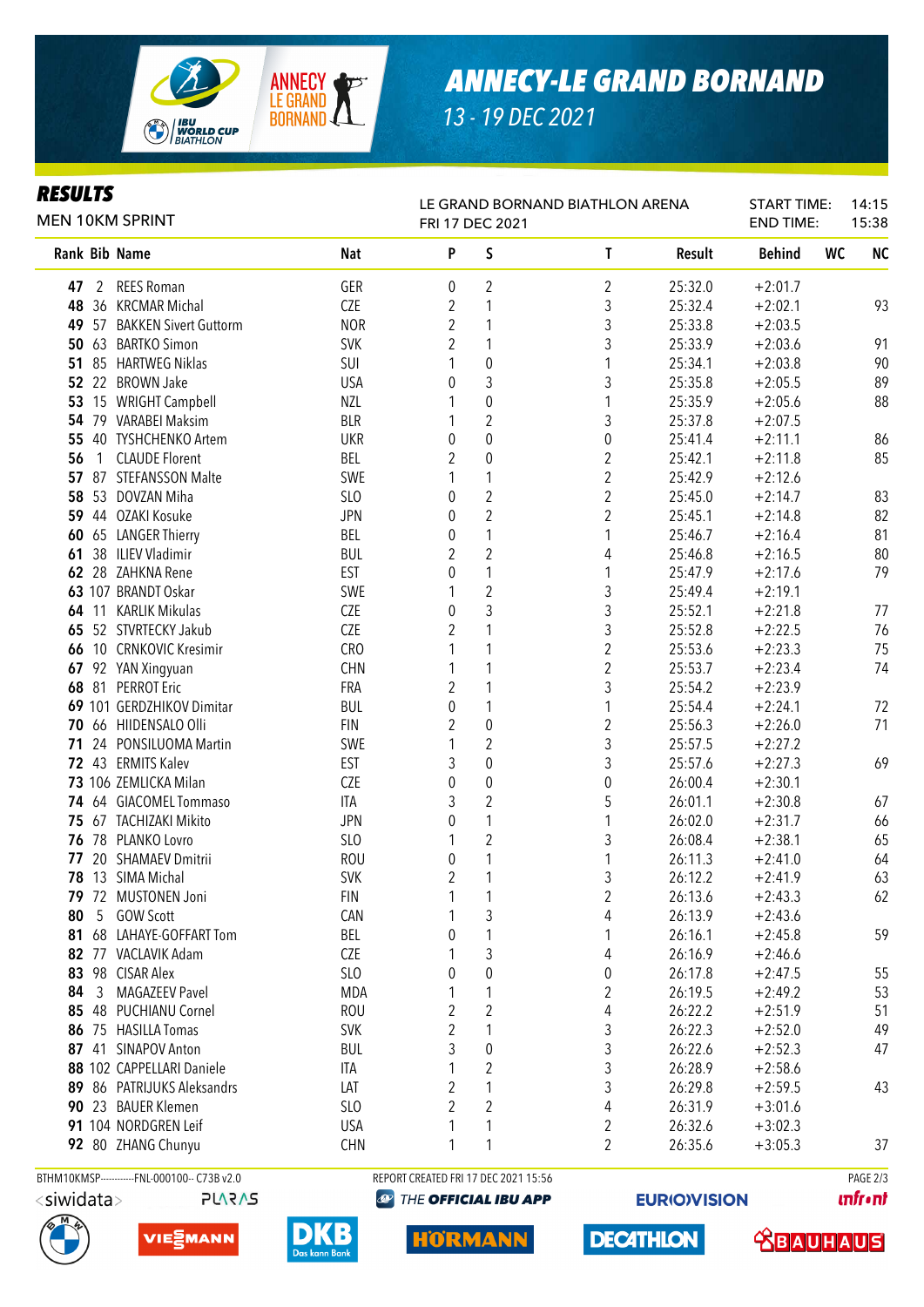# ANNECY-LE GRAND BORNAND

13 - 19 DEC 2021

## RESULTS

MEN 10KM SPRINT

LE GRAND BORNAND BIATHLON ARENA
FRI 17 DEC 2021

START TIME: 14:15
END TIME: 15:38

| Rank | Bib | Name | Nat | P | S | T | Result | Behind | WC | NC |
|---|---|---|---|---|---|---|---|---|---|---|
| 47 | 2 | REES Roman | GER | 0 | 2 | 2 | 25:32.0 | +2:01.7 | | |
| 48 | 36 | KRCMAR Michal | CZE | 2 | 1 | 3 | 25:32.4 | +2:02.1 | | 93 |
| 49 | 57 | BAKKEN Sivert Guttorm | NOR | 2 | 1 | 3 | 25:33.8 | +2:03.5 | | |
| 50 | 63 | BARTKO Simon | SVK | 2 | 1 | 3 | 25:33.9 | +2:03.6 | | 91 |
| 51 | 85 | HARTWEG Niklas | SUI | 1 | 0 | 1 | 25:34.1 | +2:03.8 | | 90 |
| 52 | 22 | BROWN Jake | USA | 0 | 3 | 3 | 25:35.8 | +2:05.5 | | 89 |
| 53 | 15 | WRIGHT Campbell | NZL | 1 | 0 | 1 | 25:35.9 | +2:05.6 | | 88 |
| 54 | 79 | VARABEI Maksim | BLR | 1 | 2 | 3 | 25:37.8 | +2:07.5 | | |
| 55 | 40 | TYSHCHENKO Artem | UKR | 0 | 0 | 0 | 25:41.4 | +2:11.1 | | 86 |
| 56 | 1 | CLAUDE Florent | BEL | 2 | 0 | 2 | 25:42.1 | +2:11.8 | | 85 |
| 57 | 87 | STEFANSSON Malte | SWE | 1 | 1 | 2 | 25:42.9 | +2:12.6 | | |
| 58 | 53 | DOVZAN Miha | SLO | 0 | 2 | 2 | 25:45.0 | +2:14.7 | | 83 |
| 59 | 44 | OZAKI Kosuke | JPN | 0 | 2 | 2 | 25:45.1 | +2:14.8 | | 82 |
| 60 | 65 | LANGER Thierry | BEL | 0 | 1 | 1 | 25:46.7 | +2:16.4 | | 81 |
| 61 | 38 | ILIEV Vladimir | BUL | 2 | 2 | 4 | 25:46.8 | +2:16.5 | | 80 |
| 62 | 28 | ZAHKNA Rene | EST | 0 | 1 | 1 | 25:47.9 | +2:17.6 | | 79 |
| 63 | 107 | BRANDT Oskar | SWE | 1 | 2 | 3 | 25:49.4 | +2:19.1 | | |
| 64 | 11 | KARLIK Mikulas | CZE | 0 | 3 | 3 | 25:52.1 | +2:21.8 | | 77 |
| 65 | 52 | STVRTECKY Jakub | CZE | 2 | 1 | 3 | 25:52.8 | +2:22.5 | | 76 |
| 66 | 10 | CRNKOVIC Kresimir | CRO | 1 | 1 | 2 | 25:53.6 | +2:23.3 | | 75 |
| 67 | 92 | YAN Xingyuan | CHN | 1 | 1 | 2 | 25:53.7 | +2:23.4 | | 74 |
| 68 | 81 | PERROT Eric | FRA | 2 | 1 | 3 | 25:54.2 | +2:23.9 | | |
| 69 | 101 | GERDZHIKOV Dimitar | BUL | 0 | 1 | 1 | 25:54.4 | +2:24.1 | | 72 |
| 70 | 66 | HIIDENSALO Olli | FIN | 2 | 0 | 2 | 25:56.3 | +2:26.0 | | 71 |
| 71 | 24 | PONSILUOMA Martin | SWE | 1 | 2 | 3 | 25:57.5 | +2:27.2 | | |
| 72 | 43 | ERMITS Kalev | EST | 3 | 0 | 3 | 25:57.6 | +2:27.3 | | 69 |
| 73 | 106 | ZEMLICKA Milan | CZE | 0 | 0 | 0 | 26:00.4 | +2:30.1 | | |
| 74 | 64 | GIACOMEL Tommaso | ITA | 3 | 2 | 5 | 26:01.1 | +2:30.8 | | 67 |
| 75 | 67 | TACHIZAKI Mikito | JPN | 0 | 1 | 1 | 26:02.0 | +2:31.7 | | 66 |
| 76 | 78 | PLANKO Lovro | SLO | 1 | 2 | 3 | 26:08.4 | +2:38.1 | | 65 |
| 77 | 20 | SHAMAEV Dmitrii | ROU | 0 | 1 | 1 | 26:11.3 | +2:41.0 | | 64 |
| 78 | 13 | SIMA Michal | SVK | 2 | 1 | 3 | 26:12.2 | +2:41.9 | | 63 |
| 79 | 72 | MUSTONEN Joni | FIN | 1 | 1 | 2 | 26:13.6 | +2:43.3 | | 62 |
| 80 | 5 | GOW Scott | CAN | 1 | 3 | 4 | 26:13.9 | +2:43.6 | | |
| 81 | 68 | LAHAYE-GOFFART Tom | BEL | 0 | 1 | 1 | 26:16.1 | +2:45.8 | | 59 |
| 82 | 77 | VACLAVIK Adam | CZE | 1 | 3 | 4 | 26:16.9 | +2:46.6 | | |
| 83 | 98 | CISAR Alex | SLO | 0 | 0 | 0 | 26:17.8 | +2:47.5 | | 55 |
| 84 | 3 | MAGAZEEV Pavel | MDA | 1 | 1 | 2 | 26:19.5 | +2:49.2 | | 53 |
| 85 | 48 | PUCHIANU Cornel | ROU | 2 | 2 | 4 | 26:22.2 | +2:51.9 | | 51 |
| 86 | 75 | HASILLA Tomas | SVK | 2 | 1 | 3 | 26:22.3 | +2:52.0 | | 49 |
| 87 | 41 | SINAPOV Anton | BUL | 3 | 0 | 3 | 26:22.6 | +2:52.3 | | 47 |
| 88 | 102 | CAPPELLARI Daniele | ITA | 1 | 2 | 3 | 26:28.9 | +2:58.6 | | |
| 89 | 86 | PATRIJUKS Aleksandrs | LAT | 2 | 1 | 3 | 26:29.8 | +2:59.5 | | 43 |
| 90 | 23 | BAUER Klemen | SLO | 2 | 2 | 4 | 26:31.9 | +3:01.6 | | |
| 91 | 104 | NORDGREN Leif | USA | 1 | 1 | 2 | 26:32.6 | +3:02.3 | | |
| 92 | 80 | ZHANG Chunyu | CHN | 1 | 1 | 2 | 26:35.6 | +3:05.3 | | 37 |

BTHM10KMSP-----------FNL-000100-- C73B v2.0    REPORT CREATED FRI 17 DEC 2021 15:56

THE OFFICIAL IBU APP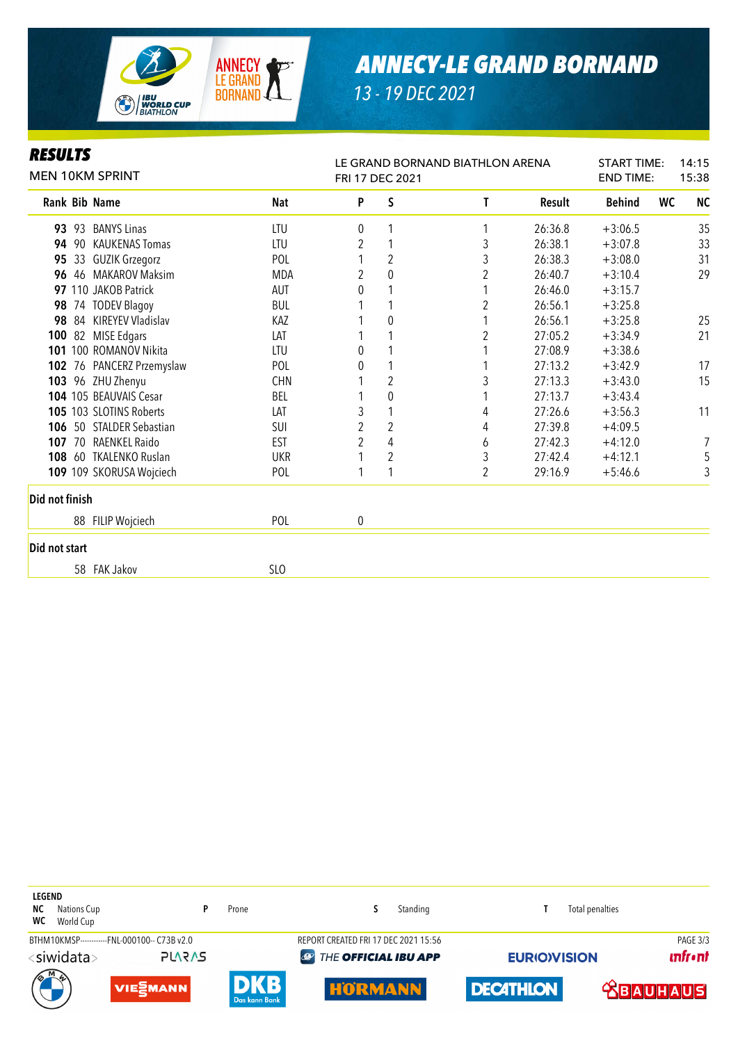# ANNECY-LE GRAND BORNAND

13 - 19 DEC 2021

## RESULTS

MEN 10KM SPRINT

LE GRAND BORNAND BIATHLON ARENA
FRI 17 DEC 2021

START TIME: 14:15
END TIME: 15:38

| Rank | Bib | Name | Nat | P | S | T | Result | Behind | WC | NC |
|---|---|---|---|---|---|---|---|---|---|---|
| **93** | 93 | BANYS Linas | LTU | 0 | 1 | 1 | 26:36.8 | +3:06.5 | | 35 |
| **94** | 90 | KAUKENAS Tomas | LTU | 2 | 1 | 3 | 26:38.1 | +3:07.8 | | 33 |
| **95** | 33 | GUZIK Grzegorz | POL | 1 | 2 | 3 | 26:38.3 | +3:08.0 | | 31 |
| **96** | 46 | MAKAROV Maksim | MDA | 2 | 0 | 2 | 26:40.7 | +3:10.4 | | 29 |
| **97** | 110 | JAKOB Patrick | AUT | 0 | 1 | 1 | 26:46.0 | +3:15.7 | | |
| **98** | 74 | TODEV Blagoy | BUL | 1 | 1 | 2 | 26:56.1 | +3:25.8 | | |
| **98** | 84 | KIREYEV Vladislav | KAZ | 1 | 0 | 1 | 26:56.1 | +3:25.8 | | 25 |
| **100** | 82 | MISE Edgars | LAT | 1 | 1 | 2 | 27:05.2 | +3:34.9 | | 21 |
| **101** | 100 | ROMANOV Nikita | LTU | 0 | 1 | 1 | 27:08.9 | +3:38.6 | | |
| **102** | 76 | PANCERZ Przemyslaw | POL | 0 | 1 | 1 | 27:13.2 | +3:42.9 | | 17 |
| **103** | 96 | ZHU Zhenyu | CHN | 1 | 2 | 3 | 27:13.3 | +3:43.0 | | 15 |
| **104** | 105 | BEAUVAIS Cesar | BEL | 1 | 0 | 1 | 27:13.7 | +3:43.4 | | |
| **105** | 103 | SLOTINS Roberts | LAT | 3 | 1 | 4 | 27:26.6 | +3:56.3 | | 11 |
| **106** | 50 | STALDER Sebastian | SUI | 2 | 2 | 4 | 27:39.8 | +4:09.5 | | |
| **107** | 70 | RAENKEL Raido | EST | 2 | 4 | 6 | 27:42.3 | +4:12.0 | | 7 |
| **108** | 60 | TKALENKO Ruslan | UKR | 1 | 2 | 3 | 27:42.4 | +4:12.1 | | 5 |
| **109** | 109 | SKORUSA Wojciech | POL | 1 | 1 | 2 | 29:16.9 | +5:46.6 | | 3 |

### Did not finish

| Rank | Bib | Name | Nat | P | S | T | Result | Behind | WC | NC |
|---|---|---|---|---|---|---|---|---|---|---|
| | 88 | FILIP Wojciech | POL | 0 | | | | | | |

### Did not start

| Rank | Bib | Name | Nat | P | S | T | Result | Behind | WC | NC |
|---|---|---|---|---|---|---|---|---|---|---|
| | 58 | FAK Jakov | SLO | | | | | | | |

**LEGEND**
**NC** Nations Cup
**WC** World Cup
**P** Prone
**S** Standing
**T** Total penalties

BTHM10KMSP-----------FNL-000100-- C73B v2.0
REPORT CREATED FRI 17 DEC 2021 15:56